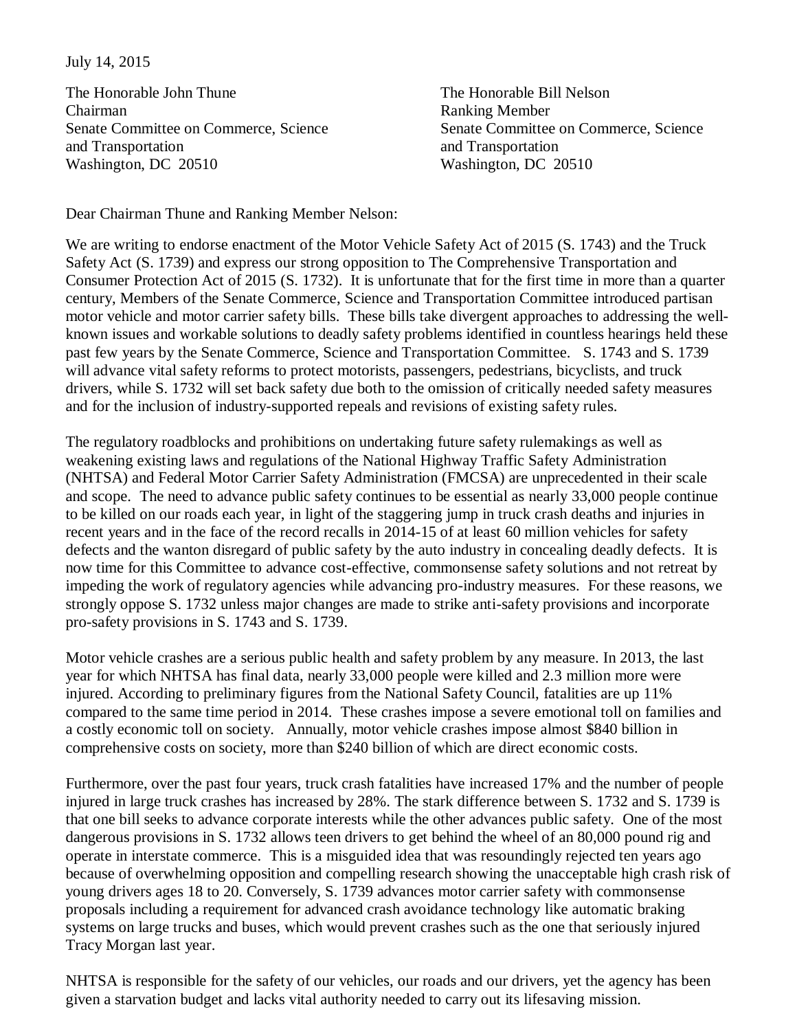July 14, 2015

The Honorable John Thune
Chairman
Senate Committee on Commerce, Science and Transportation
Washington, DC 20510

The Honorable Bill Nelson
Ranking Member
Senate Committee on Commerce, Science and Transportation
Washington, DC 20510

Dear Chairman Thune and Ranking Member Nelson:

We are writing to endorse enactment of the Motor Vehicle Safety Act of 2015 (S. 1743) and the Truck Safety Act (S. 1739) and express our strong opposition to The Comprehensive Transportation and Consumer Protection Act of 2015 (S. 1732). It is unfortunate that for the first time in more than a quarter century, Members of the Senate Commerce, Science and Transportation Committee introduced partisan motor vehicle and motor carrier safety bills. These bills take divergent approaches to addressing the well-known issues and workable solutions to deadly safety problems identified in countless hearings held these past few years by the Senate Commerce, Science and Transportation Committee. S. 1743 and S. 1739 will advance vital safety reforms to protect motorists, passengers, pedestrians, bicyclists, and truck drivers, while S. 1732 will set back safety due both to the omission of critically needed safety measures and for the inclusion of industry-supported repeals and revisions of existing safety rules.

The regulatory roadblocks and prohibitions on undertaking future safety rulemakings as well as weakening existing laws and regulations of the National Highway Traffic Safety Administration (NHTSA) and Federal Motor Carrier Safety Administration (FMCSA) are unprecedented in their scale and scope. The need to advance public safety continues to be essential as nearly 33,000 people continue to be killed on our roads each year, in light of the staggering jump in truck crash deaths and injuries in recent years and in the face of the record recalls in 2014-15 of at least 60 million vehicles for safety defects and the wanton disregard of public safety by the auto industry in concealing deadly defects. It is now time for this Committee to advance cost-effective, commonsense safety solutions and not retreat by impeding the work of regulatory agencies while advancing pro-industry measures. For these reasons, we strongly oppose S. 1732 unless major changes are made to strike anti-safety provisions and incorporate pro-safety provisions in S. 1743 and S. 1739.

Motor vehicle crashes are a serious public health and safety problem by any measure. In 2013, the last year for which NHTSA has final data, nearly 33,000 people were killed and 2.3 million more were injured. According to preliminary figures from the National Safety Council, fatalities are up 11% compared to the same time period in 2014. These crashes impose a severe emotional toll on families and a costly economic toll on society. Annually, motor vehicle crashes impose almost $840 billion in comprehensive costs on society, more than $240 billion of which are direct economic costs.

Furthermore, over the past four years, truck crash fatalities have increased 17% and the number of people injured in large truck crashes has increased by 28%. The stark difference between S. 1732 and S. 1739 is that one bill seeks to advance corporate interests while the other advances public safety. One of the most dangerous provisions in S. 1732 allows teen drivers to get behind the wheel of an 80,000 pound rig and operate in interstate commerce. This is a misguided idea that was resoundingly rejected ten years ago because of overwhelming opposition and compelling research showing the unacceptable high crash risk of young drivers ages 18 to 20. Conversely, S. 1739 advances motor carrier safety with commonsense proposals including a requirement for advanced crash avoidance technology like automatic braking systems on large trucks and buses, which would prevent crashes such as the one that seriously injured Tracy Morgan last year.

NHTSA is responsible for the safety of our vehicles, our roads and our drivers, yet the agency has been given a starvation budget and lacks vital authority needed to carry out its lifesaving mission.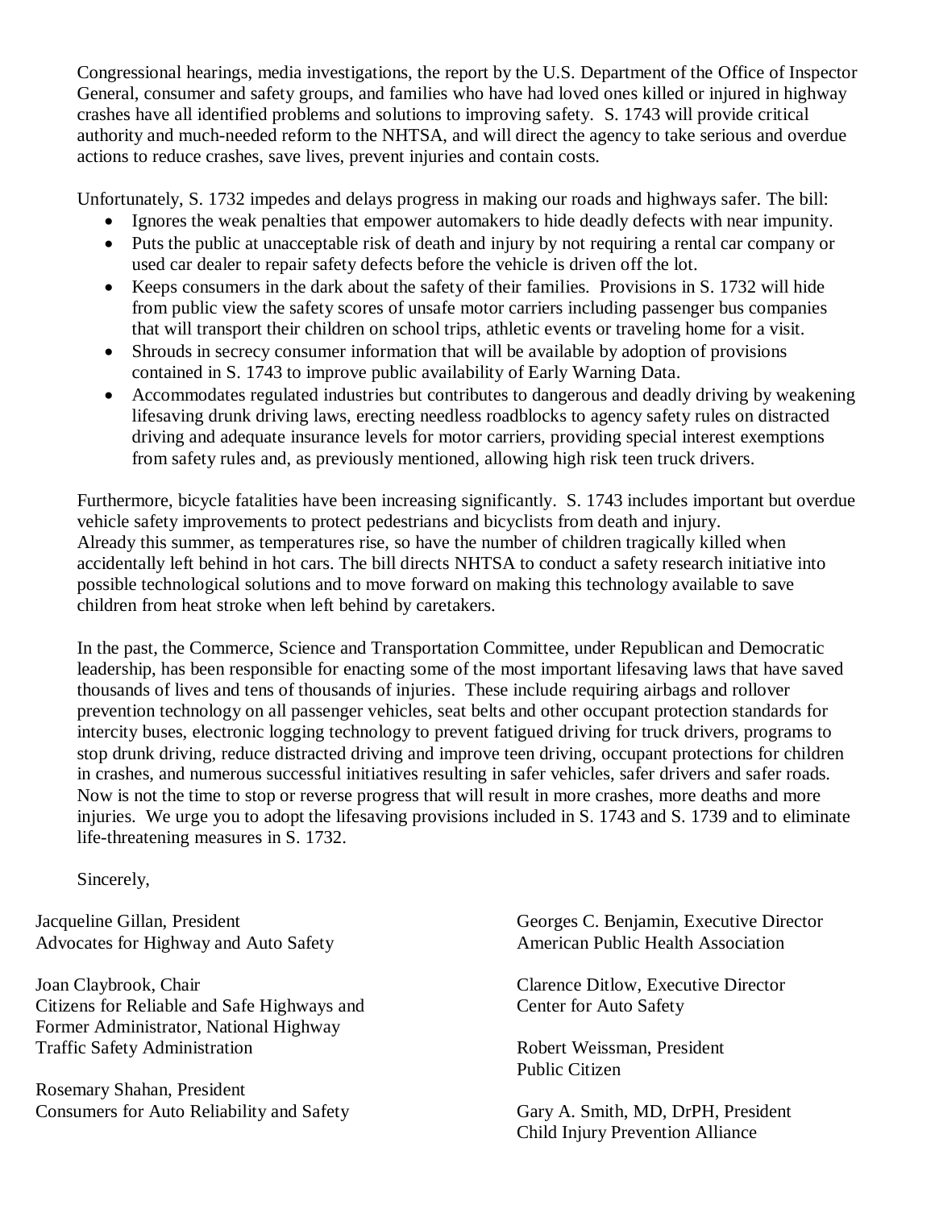Congressional hearings, media investigations, the report by the U.S. Department of the Office of Inspector General, consumer and safety groups, and families who have had loved ones killed or injured in highway crashes have all identified problems and solutions to improving safety. S. 1743 will provide critical authority and much-needed reform to the NHTSA, and will direct the agency to take serious and overdue actions to reduce crashes, save lives, prevent injuries and contain costs.

Unfortunately, S. 1732 impedes and delays progress in making our roads and highways safer. The bill:

- Ignores the weak penalties that empower automakers to hide deadly defects with near impunity.
- Puts the public at unacceptable risk of death and injury by not requiring a rental car company or used car dealer to repair safety defects before the vehicle is driven off the lot.
- Keeps consumers in the dark about the safety of their families. Provisions in S. 1732 will hide from public view the safety scores of unsafe motor carriers including passenger bus companies that will transport their children on school trips, athletic events or traveling home for a visit.
- Shrouds in secrecy consumer information that will be available by adoption of provisions contained in S. 1743 to improve public availability of Early Warning Data.
- Accommodates regulated industries but contributes to dangerous and deadly driving by weakening lifesaving drunk driving laws, erecting needless roadblocks to agency safety rules on distracted driving and adequate insurance levels for motor carriers, providing special interest exemptions from safety rules and, as previously mentioned, allowing high risk teen truck drivers.

Furthermore, bicycle fatalities have been increasing significantly. S. 1743 includes important but overdue vehicle safety improvements to protect pedestrians and bicyclists from death and injury.
Already this summer, as temperatures rise, so have the number of children tragically killed when accidentally left behind in hot cars. The bill directs NHTSA to conduct a safety research initiative into possible technological solutions and to move forward on making this technology available to save children from heat stroke when left behind by caretakers.

In the past, the Commerce, Science and Transportation Committee, under Republican and Democratic leadership, has been responsible for enacting some of the most important lifesaving laws that have saved thousands of lives and tens of thousands of injuries. These include requiring airbags and rollover prevention technology on all passenger vehicles, seat belts and other occupant protection standards for intercity buses, electronic logging technology to prevent fatigued driving for truck drivers, programs to stop drunk driving, reduce distracted driving and improve teen driving, occupant protections for children in crashes, and numerous successful initiatives resulting in safer vehicles, safer drivers and safer roads. Now is not the time to stop or reverse progress that will result in more crashes, more deaths and more injuries. We urge you to adopt the lifesaving provisions included in S. 1743 and S. 1739 and to eliminate life-threatening measures in S. 1732.

Sincerely,

Jacqueline Gillan, President
Advocates for Highway and Auto Safety

Joan Claybrook, Chair
Citizens for Reliable and Safe Highways and
Former Administrator, National Highway
Traffic Safety Administration

Rosemary Shahan, President
Consumers for Auto Reliability and Safety

Georges C. Benjamin, Executive Director
American Public Health Association

Clarence Ditlow, Executive Director
Center for Auto Safety

Robert Weissman, President
Public Citizen

Gary A. Smith, MD, DrPH, President
Child Injury Prevention Alliance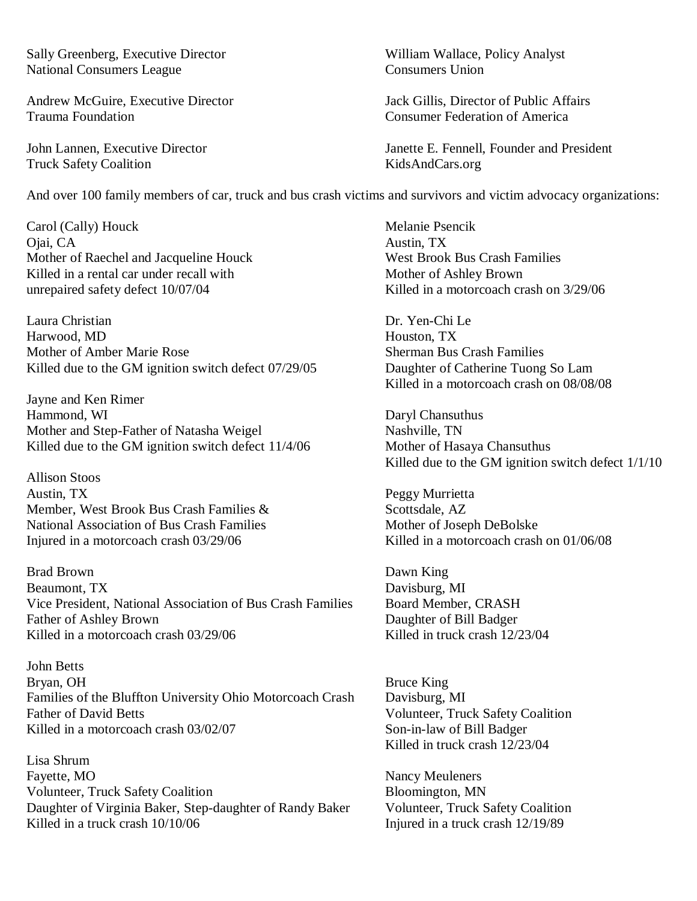Sally Greenberg, Executive Director
National Consumers League

William Wallace, Policy Analyst
Consumers Union

Andrew McGuire, Executive Director
Trauma Foundation

Jack Gillis, Director of Public Affairs
Consumer Federation of America

John Lannen, Executive Director
Truck Safety Coalition

Janette E. Fennell, Founder and President
KidsAndCars.org

And over 100 family members of car, truck and bus crash victims and survivors and victim advocacy organizations:

Carol (Cally) Houck
Ojai, CA
Mother of Raechel and Jacqueline Houck
Killed in a rental car under recall with unrepaired safety defect 10/07/04

Laura Christian
Harwood, MD
Mother of Amber Marie Rose
Killed due to the GM ignition switch defect 07/29/05

Jayne and Ken Rimer
Hammond, WI
Mother and Step-Father of Natasha Weigel
Killed due to the GM ignition switch defect 11/4/06

Allison Stoos
Austin, TX
Member, West Brook Bus Crash Families &
National Association of Bus Crash Families
Injured in a motorcoach crash 03/29/06

Brad Brown
Beaumont, TX
Vice President, National Association of Bus Crash Families
Father of Ashley Brown
Killed in a motorcoach crash 03/29/06

John Betts
Bryan, OH
Families of the Bluffton University Ohio Motorcoach Crash
Father of David Betts
Killed in a motorcoach crash 03/02/07

Lisa Shrum
Fayette, MO
Volunteer, Truck Safety Coalition
Daughter of Virginia Baker, Step-daughter of Randy Baker
Killed in a truck crash 10/10/06

Melanie Psencik
Austin, TX
West Brook Bus Crash Families
Mother of Ashley Brown
Killed in a motorcoach crash on 3/29/06

Dr. Yen-Chi Le
Houston, TX
Sherman Bus Crash Families
Daughter of Catherine Tuong So Lam
Killed in a motorcoach crash on 08/08/08

Daryl Chansuthus
Nashville, TN
Mother of Hasaya Chansuthus
Killed due to the GM ignition switch defect 1/1/10

Peggy Murrietta
Scottsdale, AZ
Mother of Joseph DeBolske
Killed in a motorcoach crash on 01/06/08

Dawn King
Davisburg, MI
Board Member, CRASH
Daughter of Bill Badger
Killed in truck crash 12/23/04

Bruce King
Davisburg, MI
Volunteer, Truck Safety Coalition
Son-in-law of Bill Badger
Killed in truck crash 12/23/04

Nancy Meuleners
Bloomington, MN
Volunteer, Truck Safety Coalition
Injured in a truck crash 12/19/89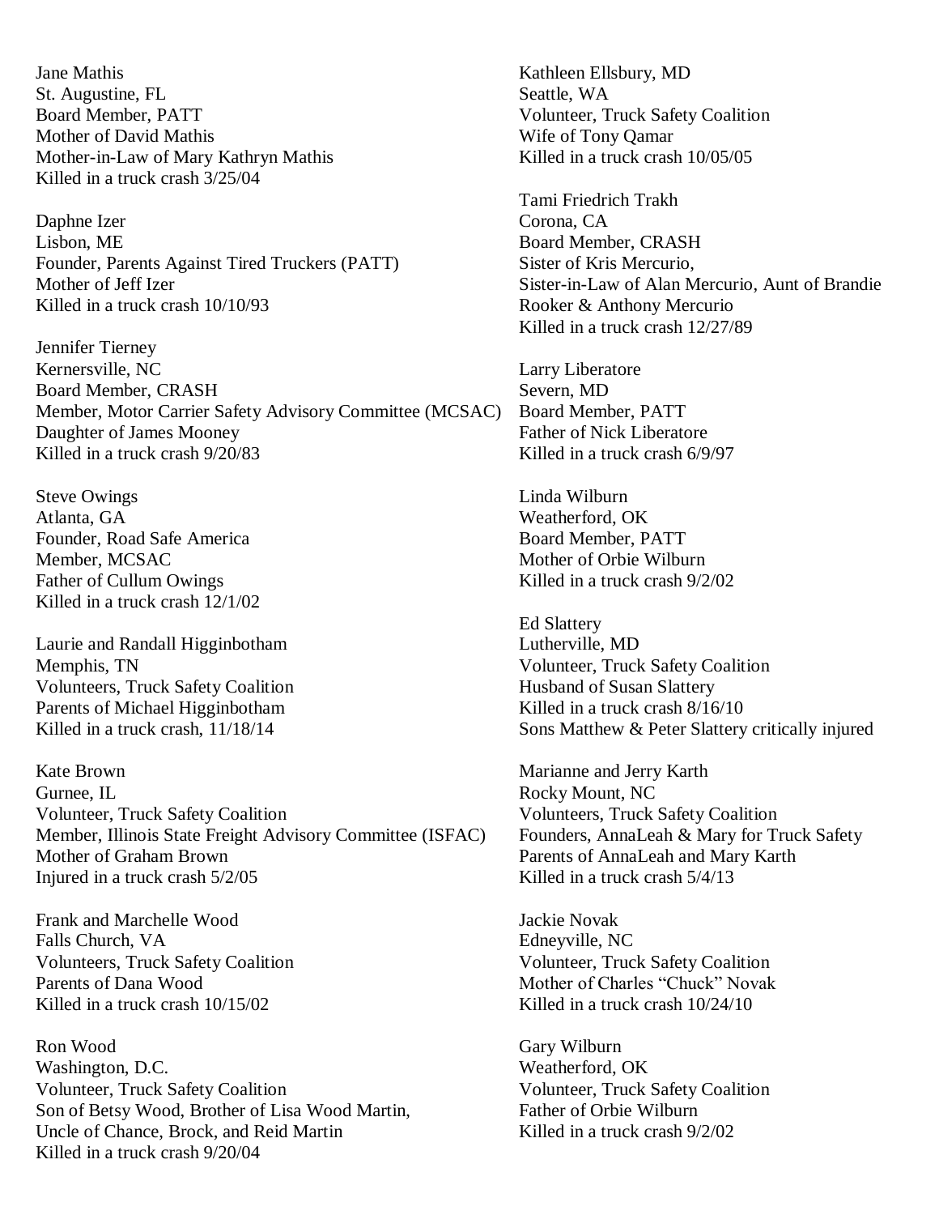Jane Mathis
St. Augustine, FL
Board Member, PATT
Mother of David Mathis
Mother-in-Law of Mary Kathryn Mathis
Killed in a truck crash 3/25/04

Daphne Izer
Lisbon, ME
Founder, Parents Against Tired Truckers (PATT)
Mother of Jeff Izer
Killed in a truck crash 10/10/93

Jennifer Tierney
Kernersville, NC
Board Member, CRASH
Member, Motor Carrier Safety Advisory Committee (MCSAC)
Daughter of James Mooney
Killed in a truck crash 9/20/83

Steve Owings
Atlanta, GA
Founder, Road Safe America
Member, MCSAC
Father of Cullum Owings
Killed in a truck crash 12/1/02

Laurie and Randall Higginbotham
Memphis, TN
Volunteers, Truck Safety Coalition
Parents of Michael Higginbotham
Killed in a truck crash, 11/18/14

Kate Brown
Gurnee, IL
Volunteer, Truck Safety Coalition
Member, Illinois State Freight Advisory Committee (ISFAC)
Mother of Graham Brown
Injured in a truck crash 5/2/05

Frank and Marchelle Wood
Falls Church, VA
Volunteers, Truck Safety Coalition
Parents of Dana Wood
Killed in a truck crash 10/15/02

Ron Wood
Washington, D.C.
Volunteer, Truck Safety Coalition
Son of Betsy Wood, Brother of Lisa Wood Martin,
Uncle of Chance, Brock, and Reid Martin
Killed in a truck crash 9/20/04

Kathleen Ellsbury, MD
Seattle, WA
Volunteer, Truck Safety Coalition
Wife of Tony Qamar
Killed in a truck crash 10/05/05

Tami Friedrich Trakh
Corona, CA
Board Member, CRASH
Sister of Kris Mercurio,
Sister-in-Law of Alan Mercurio, Aunt of Brandie
Rooker & Anthony Mercurio
Killed in a truck crash 12/27/89

Larry Liberatore
Severn, MD
Board Member, PATT
Father of Nick Liberatore
Killed in a truck crash 6/9/97

Linda Wilburn
Weatherford, OK
Board Member, PATT
Mother of Orbie Wilburn
Killed in a truck crash 9/2/02

Ed Slattery
Lutherville, MD
Volunteer, Truck Safety Coalition
Husband of Susan Slattery
Killed in a truck crash 8/16/10
Sons Matthew & Peter Slattery critically injured

Marianne and Jerry Karth
Rocky Mount, NC
Volunteers, Truck Safety Coalition
Founders, AnnaLeah & Mary for Truck Safety
Parents of AnnaLeah and Mary Karth
Killed in a truck crash 5/4/13

Jackie Novak
Edneyville, NC
Volunteer, Truck Safety Coalition
Mother of Charles "Chuck" Novak
Killed in a truck crash 10/24/10

Gary Wilburn
Weatherford, OK
Volunteer, Truck Safety Coalition
Father of Orbie Wilburn
Killed in a truck crash 9/2/02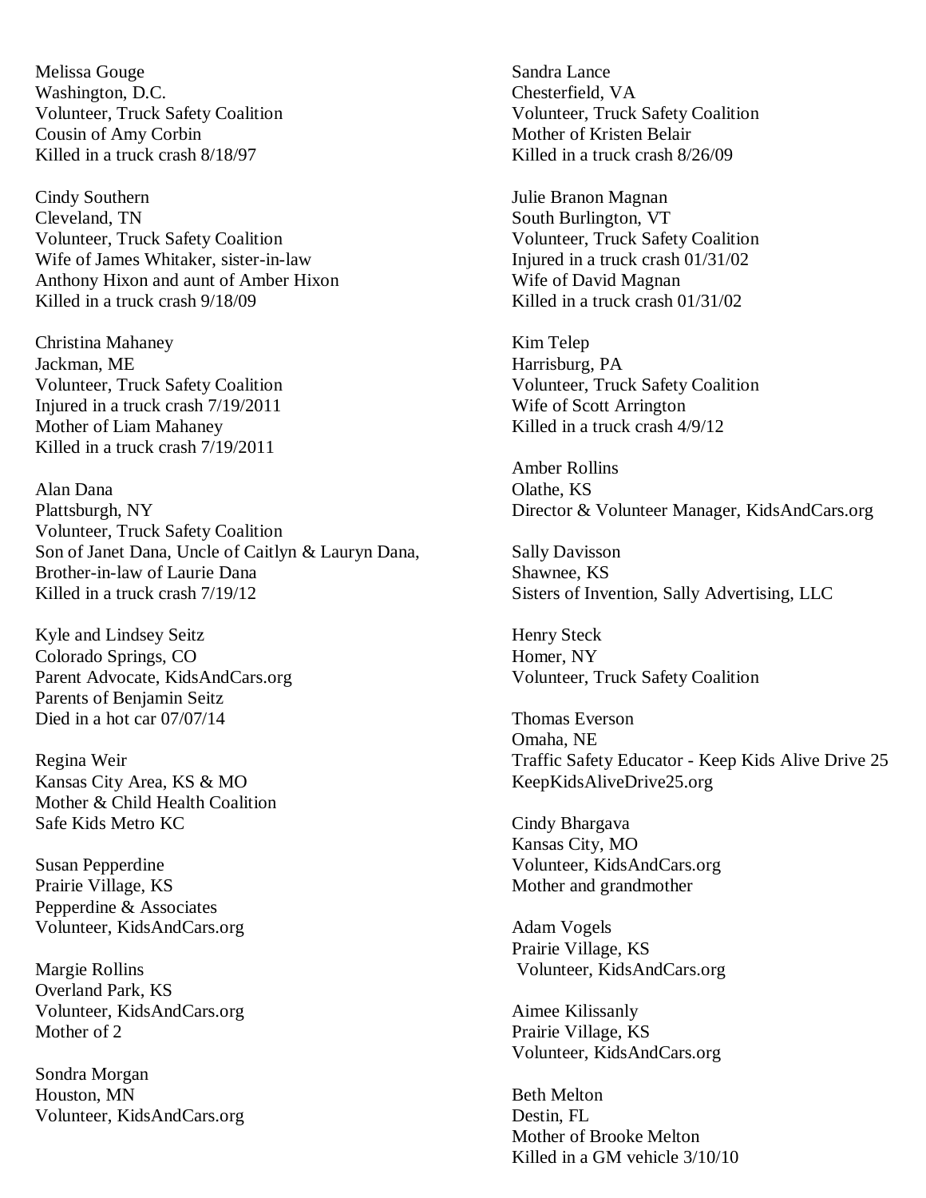Melissa Gouge
Washington, D.C.
Volunteer, Truck Safety Coalition
Cousin of Amy Corbin
Killed in a truck crash 8/18/97

Cindy Southern
Cleveland, TN
Volunteer, Truck Safety Coalition
Wife of James Whitaker, sister-in-law
Anthony Hixon and aunt of Amber Hixon
Killed in a truck crash 9/18/09

Christina Mahaney
Jackman, ME
Volunteer, Truck Safety Coalition
Injured in a truck crash 7/19/2011
Mother of Liam Mahaney
Killed in a truck crash 7/19/2011

Alan Dana
Plattsburgh, NY
Volunteer, Truck Safety Coalition
Son of Janet Dana, Uncle of Caitlyn & Lauryn Dana,
Brother-in-law of Laurie Dana
Killed in a truck crash 7/19/12

Kyle and Lindsey Seitz
Colorado Springs, CO
Parent Advocate, KidsAndCars.org
Parents of Benjamin Seitz
Died in a hot car 07/07/14

Regina Weir
Kansas City Area, KS & MO
Mother & Child Health Coalition
Safe Kids Metro KC

Susan Pepperdine
Prairie Village, KS
Pepperdine & Associates
Volunteer, KidsAndCars.org

Margie Rollins
Overland Park, KS
Volunteer, KidsAndCars.org
Mother of 2

Sondra Morgan
Houston, MN
Volunteer, KidsAndCars.org

Sandra Lance
Chesterfield, VA
Volunteer, Truck Safety Coalition
Mother of Kristen Belair
Killed in a truck crash 8/26/09

Julie Branon Magnan
South Burlington, VT
Volunteer, Truck Safety Coalition
Injured in a truck crash 01/31/02
Wife of David Magnan
Killed in a truck crash 01/31/02

Kim Telep
Harrisburg, PA
Volunteer, Truck Safety Coalition
Wife of Scott Arrington
Killed in a truck crash 4/9/12

Amber Rollins
Olathe, KS
Director & Volunteer Manager, KidsAndCars.org

Sally Davisson
Shawnee, KS
Sisters of Invention, Sally Advertising, LLC

Henry Steck
Homer, NY
Volunteer, Truck Safety Coalition

Thomas Everson
Omaha, NE
Traffic Safety Educator - Keep Kids Alive Drive 25
KeepKidsAliveDrive25.org

Cindy Bhargava
Kansas City, MO
Volunteer, KidsAndCars.org
Mother and grandmother

Adam Vogels
Prairie Village, KS
Volunteer, KidsAndCars.org

Aimee Kilissanly
Prairie Village, KS
Volunteer, KidsAndCars.org

Beth Melton
Destin, FL
Mother of Brooke Melton
Killed in a GM vehicle 3/10/10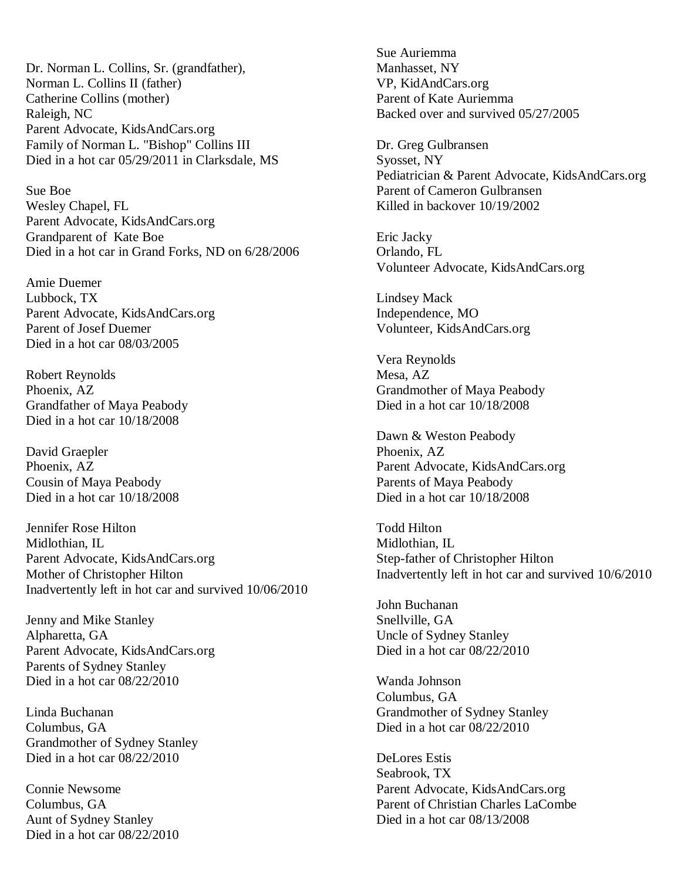Dr. Norman L. Collins, Sr. (grandfather),
Norman L. Collins II (father)
Catherine Collins (mother)
Raleigh, NC
Parent Advocate, KidsAndCars.org
Family of Norman L. "Bishop" Collins III
Died in a hot car 05/29/2011 in Clarksdale, MS

Sue Boe
Wesley Chapel, FL
Parent Advocate, KidsAndCars.org
Grandparent of Kate Boe
Died in a hot car in Grand Forks, ND on 6/28/2006

Amie Duemer
Lubbock, TX
Parent Advocate, KidsAndCars.org
Parent of Josef Duemer
Died in a hot car 08/03/2005

Robert Reynolds
Phoenix, AZ
Grandfather of Maya Peabody
Died in a hot car 10/18/2008

David Graepler
Phoenix, AZ
Cousin of Maya Peabody
Died in a hot car 10/18/2008

Jennifer Rose Hilton
Midlothian, IL
Parent Advocate, KidsAndCars.org
Mother of Christopher Hilton
Inadvertently left in hot car and survived 10/06/2010

Jenny and Mike Stanley
Alpharetta, GA
Parent Advocate, KidsAndCars.org
Parents of Sydney Stanley
Died in a hot car 08/22/2010

Linda Buchanan
Columbus, GA
Grandmother of Sydney Stanley
Died in a hot car 08/22/2010

Connie Newsome
Columbus, GA
Aunt of Sydney Stanley
Died in a hot car 08/22/2010

Sue Auriemma
Manhasset, NY
VP, KidAndCars.org
Parent of Kate Auriemma
Backed over and survived 05/27/2005

Dr. Greg Gulbransen
Syosset, NY
Pediatrician & Parent Advocate, KidsAndCars.org
Parent of Cameron Gulbransen
Killed in backover 10/19/2002

Eric Jacky
Orlando, FL
Volunteer Advocate, KidsAndCars.org

Lindsey Mack
Independence, MO
Volunteer, KidsAndCars.org

Vera Reynolds
Mesa, AZ
Grandmother of Maya Peabody
Died in a hot car 10/18/2008

Dawn & Weston Peabody
Phoenix, AZ
Parent Advocate, KidsAndCars.org
Parents of Maya Peabody
Died in a hot car 10/18/2008

Todd Hilton
Midlothian, IL
Step-father of Christopher Hilton
Inadvertently left in hot car and survived 10/6/2010

John Buchanan
Snellville, GA
Uncle of Sydney Stanley
Died in a hot car 08/22/2010

Wanda Johnson
Columbus, GA
Grandmother of Sydney Stanley
Died in a hot car 08/22/2010

DeLores Estis
Seabrook, TX
Parent Advocate, KidsAndCars.org
Parent of Christian Charles LaCombe
Died in a hot car 08/13/2008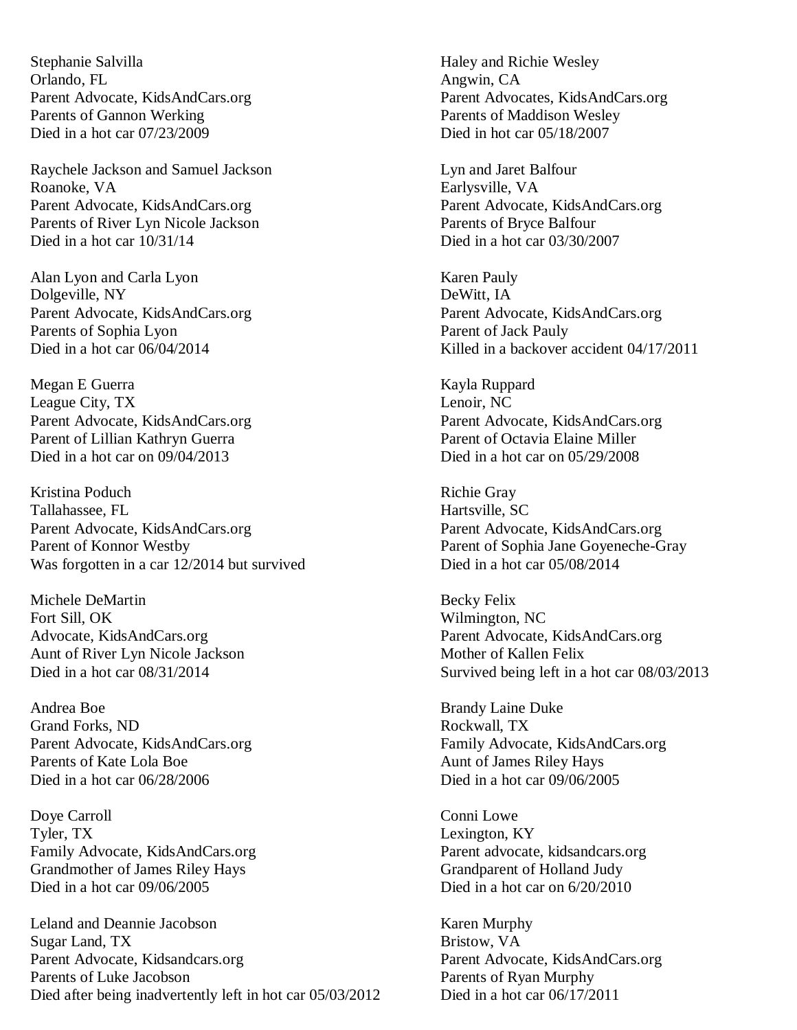Stephanie Salvilla
Orlando, FL
Parent Advocate, KidsAndCars.org
Parents of Gannon Werking
Died in a hot car 07/23/2009

Raychele Jackson and Samuel Jackson
Roanoke, VA
Parent Advocate, KidsAndCars.org
Parents of River Lyn Nicole Jackson
Died in a hot car 10/31/14

Alan Lyon and Carla Lyon
Dolgeville, NY
Parent Advocate, KidsAndCars.org
Parents of Sophia Lyon
Died in a hot car 06/04/2014

Megan E Guerra
League City, TX
Parent Advocate, KidsAndCars.org
Parent of Lillian Kathryn Guerra
Died in a hot car on 09/04/2013

Kristina Poduch
Tallahassee, FL
Parent Advocate, KidsAndCars.org
Parent of Konnor Westby
Was forgotten in a car 12/2014 but survived

Michele DeMartin
Fort Sill, OK
Advocate, KidsAndCars.org
Aunt of River Lyn Nicole Jackson
Died in a hot car 08/31/2014

Andrea Boe
Grand Forks, ND
Parent Advocate, KidsAndCars.org
Parents of Kate Lola Boe
Died in a hot car 06/28/2006

Doye Carroll
Tyler, TX
Family Advocate, KidsAndCars.org
Grandmother of James Riley Hays
Died in a hot car 09/06/2005

Leland and Deannie Jacobson
Sugar Land, TX
Parent Advocate, Kidsandcars.org
Parents of Luke Jacobson
Died after being inadvertently left in hot car 05/03/2012

Haley and Richie Wesley
Angwin, CA
Parent Advocates, KidsAndCars.org
Parents of Maddison Wesley
Died in hot car 05/18/2007

Lyn and Jaret Balfour
Earlysville, VA
Parent Advocate, KidsAndCars.org
Parents of Bryce Balfour
Died in a hot car 03/30/2007

Karen Pauly
DeWitt, IA
Parent Advocate, KidsAndCars.org
Parent of Jack Pauly
Killed in a backover accident 04/17/2011

Kayla Ruppard
Lenoir, NC
Parent Advocate, KidsAndCars.org
Parent of Octavia Elaine Miller
Died in a hot car on 05/29/2008

Richie Gray
Hartsville, SC
Parent Advocate, KidsAndCars.org
Parent of Sophia Jane Goyeneche-Gray
Died in a hot car 05/08/2014

Becky Felix
Wilmington, NC
Parent Advocate, KidsAndCars.org
Mother of Kallen Felix
Survived being left in a hot car 08/03/2013

Brandy Laine Duke
Rockwall, TX
Family Advocate, KidsAndCars.org
Aunt of James Riley Hays
Died in a hot car 09/06/2005

Conni Lowe
Lexington, KY
Parent advocate, kidsandcars.org
Grandparent of Holland Judy
Died in a hot car on 6/20/2010

Karen Murphy
Bristow, VA
Parent Advocate, KidsAndCars.org
Parents of Ryan Murphy
Died in a hot car 06/17/2011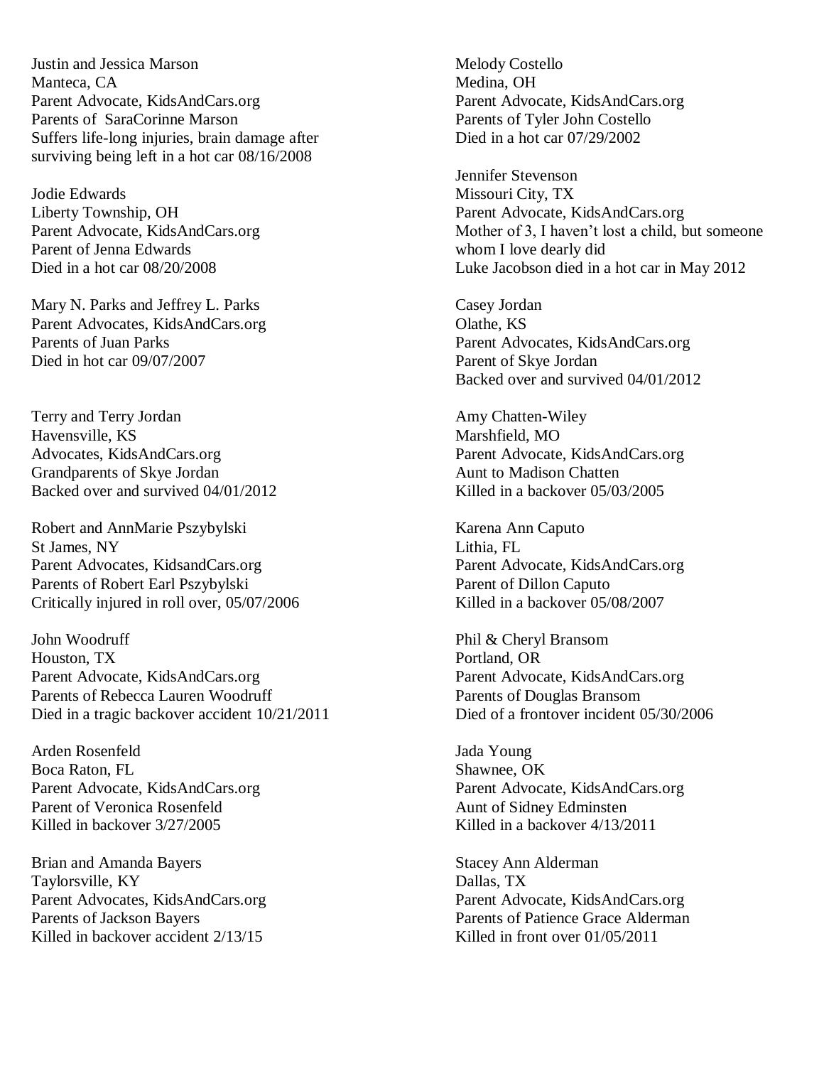Justin and Jessica Marson
Manteca, CA
Parent Advocate, KidsAndCars.org
Parents of SaraCorinne Marson
Suffers life-long injuries, brain damage after surviving being left in a hot car 08/16/2008

Jodie Edwards
Liberty Township, OH
Parent Advocate, KidsAndCars.org
Parent of Jenna Edwards
Died in a hot car 08/20/2008

Mary N. Parks and Jeffrey L. Parks
Parent Advocates, KidsAndCars.org
Parents of Juan Parks
Died in hot car 09/07/2007

Terry and Terry Jordan
Havensville, KS
Advocates, KidsAndCars.org
Grandparents of Skye Jordan
Backed over and survived 04/01/2012

Robert and AnnMarie Pszybylski
St James, NY
Parent Advocates, KidsandCars.org
Parents of Robert Earl Pszybylski
Critically injured in roll over, 05/07/2006

John Woodruff
Houston, TX
Parent Advocate, KidsAndCars.org
Parents of Rebecca Lauren Woodruff
Died in a tragic backover accident 10/21/2011

Arden Rosenfeld
Boca Raton, FL
Parent Advocate, KidsAndCars.org
Parent of Veronica Rosenfeld
Killed in backover 3/27/2005

Brian and Amanda Bayers
Taylorsville, KY
Parent Advocates, KidsAndCars.org
Parents of Jackson Bayers
Killed in backover accident 2/13/15

Melody Costello
Medina, OH
Parent Advocate, KidsAndCars.org
Parents of Tyler John Costello
Died in a hot car 07/29/2002

Jennifer Stevenson
Missouri City, TX
Parent Advocate, KidsAndCars.org
Mother of 3, I haven't lost a child, but someone whom I love dearly did
Luke Jacobson died in a hot car in May 2012

Casey Jordan
Olathe, KS
Parent Advocates, KidsAndCars.org
Parent of Skye Jordan
Backed over and survived 04/01/2012

Amy Chatten-Wiley
Marshfield, MO
Parent Advocate, KidsAndCars.org
Aunt to Madison Chatten
Killed in a backover 05/03/2005

Karena Ann Caputo
Lithia, FL
Parent Advocate, KidsAndCars.org
Parent of Dillon Caputo
Killed in a backover 05/08/2007

Phil & Cheryl Bransom
Portland, OR
Parent Advocate, KidsAndCars.org
Parents of Douglas Bransom
Died of a frontover incident 05/30/2006

Jada Young
Shawnee, OK
Parent Advocate, KidsAndCars.org
Aunt of Sidney Edminsten
Killed in a backover 4/13/2011

Stacey Ann Alderman
Dallas, TX
Parent Advocate, KidsAndCars.org
Parents of Patience Grace Alderman
Killed in front over 01/05/2011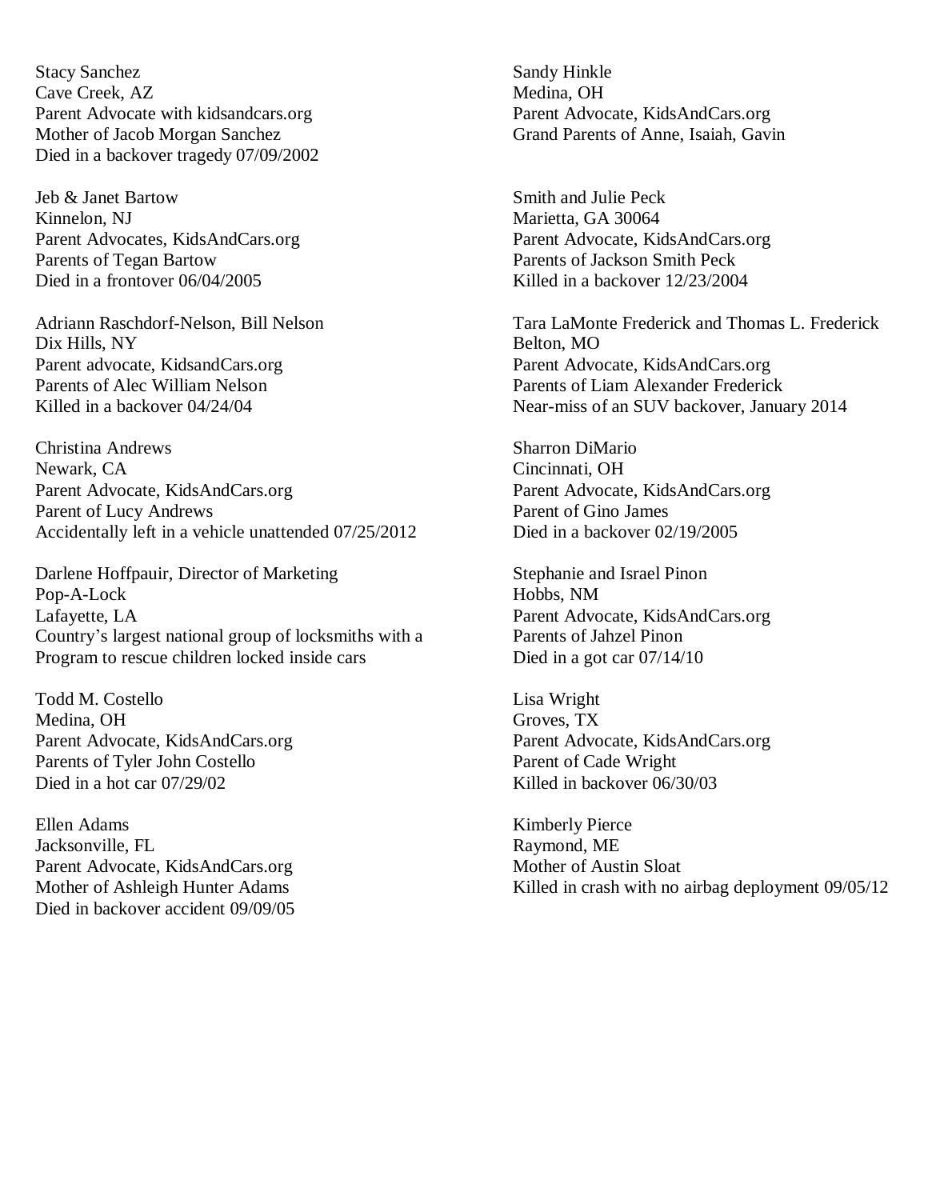Stacy Sanchez
Cave Creek, AZ
Parent Advocate with kidsandcars.org
Mother of Jacob Morgan Sanchez
Died in a backover tragedy 07/09/2002

Jeb & Janet Bartow
Kinnelon, NJ
Parent Advocates, KidsAndCars.org
Parents of Tegan Bartow
Died in a frontover 06/04/2005

Adriann Raschdorf-Nelson, Bill Nelson
Dix Hills, NY
Parent advocate, KidsandCars.org
Parents of Alec William Nelson
Killed in a backover 04/24/04

Christina Andrews
Newark, CA
Parent Advocate, KidsAndCars.org
Parent of Lucy Andrews
Accidentally left in a vehicle unattended 07/25/2012

Darlene Hoffpauir, Director of Marketing
Pop-A-Lock
Lafayette, LA
Country's largest national group of locksmiths with a
Program to rescue children locked inside cars

Todd M. Costello
Medina, OH
Parent Advocate, KidsAndCars.org
Parents of Tyler John Costello
Died in a hot car 07/29/02

Ellen Adams
Jacksonville, FL
Parent Advocate, KidsAndCars.org
Mother of Ashleigh Hunter Adams
Died in backover accident 09/09/05

Sandy Hinkle
Medina, OH
Parent Advocate, KidsAndCars.org
Grand Parents of Anne, Isaiah, Gavin

Smith and Julie Peck
Marietta, GA 30064
Parent Advocate, KidsAndCars.org
Parents of Jackson Smith Peck
Killed in a backover 12/23/2004

Tara LaMonte Frederick and Thomas L. Frederick
Belton, MO
Parent Advocate, KidsAndCars.org
Parents of Liam Alexander Frederick
Near-miss of an SUV backover, January 2014

Sharron DiMario
Cincinnati, OH
Parent Advocate, KidsAndCars.org
Parent of Gino James
Died in a backover 02/19/2005

Stephanie and Israel Pinon
Hobbs, NM
Parent Advocate, KidsAndCars.org
Parents of Jahzel Pinon
Died in a got car 07/14/10

Lisa Wright
Groves, TX
Parent Advocate, KidsAndCars.org
Parent of Cade Wright
Killed in backover 06/30/03

Kimberly Pierce
Raymond, ME
Mother of Austin Sloat
Killed in crash with no airbag deployment 09/05/12